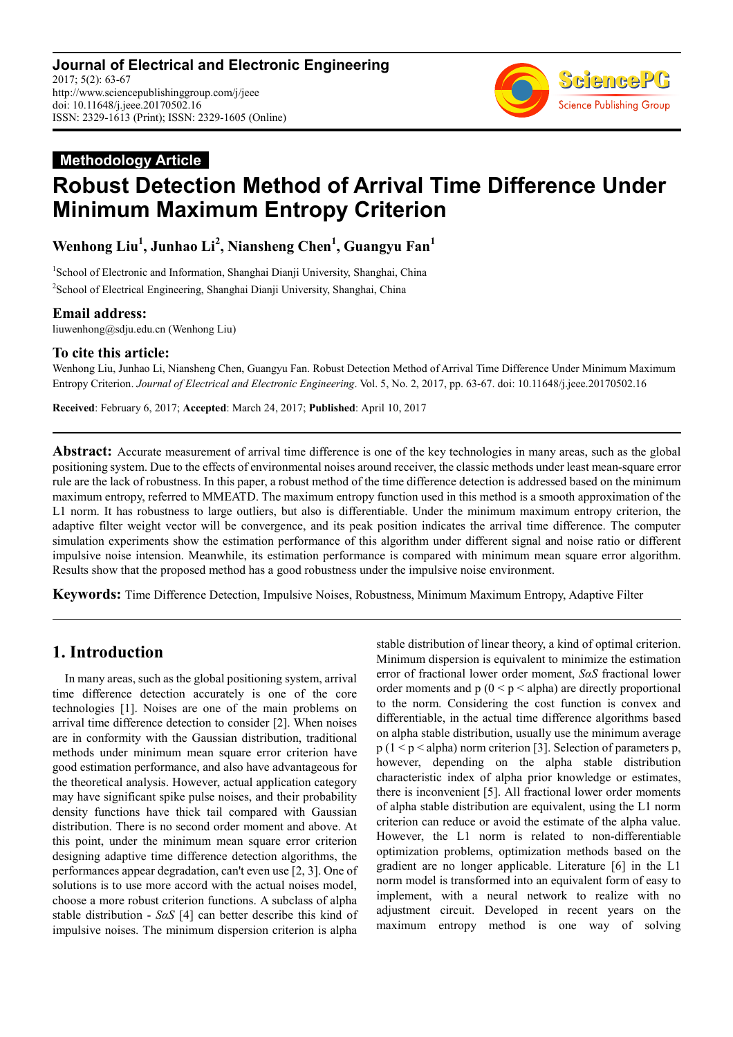**Journal of Electrical and Electronic Engineering**
2017; 5(2): 63-67
http://www.sciencepublishinggroup.com/j/jeee
doi: 10.11648/j.jeee.20170502.16
ISSN: 2329-1613 (Print); ISSN: 2329-1605 (Online)

**Methodology Article**

# Robust Detection Method of Arrival Time Difference Under Minimum Maximum Entropy Criterion

**Wenhong Liu[1], Junhao Li[2], Niansheng Chen[1], Guangyu Fan[1]**

[1]School of Electronic and Information, Shanghai Dianji University, Shanghai, China
[2]School of Electrical Engineering, Shanghai Dianji University, Shanghai, China

## Email address:

liuwenhong@sdju.edu.cn (Wenhong Liu)

## To cite this article:

Wenhong Liu, Junhao Li, Niansheng Chen, Guangyu Fan. Robust Detection Method of Arrival Time Difference Under Minimum Maximum Entropy Criterion. *Journal of Electrical and Electronic Engineering*. Vol. 5, No. 2, 2017, pp. 63-67. doi: 10.11648/j.jeee.20170502.16

**Received**: February 6, 2017; **Accepted**: March 24, 2017; **Published**: April 10, 2017

---

**Abstract:** Accurate measurement of arrival time difference is one of the key technologies in many areas, such as the global positioning system. Due to the effects of environmental noises around receiver, the classic methods under least mean-square error rule are the lack of robustness. In this paper, a robust method of the time difference detection is addressed based on the minimum maximum entropy, referred to MMEATD. The maximum entropy function used in this method is a smooth approximation of the L1 norm. It has robustness to large outliers, but also is differentiable. Under the minimum maximum entropy criterion, the adaptive filter weight vector will be convergence, and its peak position indicates the arrival time difference. The computer simulation experiments show the estimation performance of this algorithm under different signal and noise ratio or different impulsive noise intension. Meanwhile, its estimation performance is compared with minimum mean square error algorithm. Results show that the proposed method has a good robustness under the impulsive noise environment.

**Keywords:** Time Difference Detection, Impulsive Noises, Robustness, Minimum Maximum Entropy, Adaptive Filter

---

## 1. Introduction

In many areas, such as the global positioning system, arrival time difference detection accurately is one of the core technologies [1]. Noises are one of the main problems on arrival time difference detection to consider [2]. When noises are in conformity with the Gaussian distribution, traditional methods under minimum mean square error criterion have good estimation performance, and also have advantageous for the theoretical analysis. However, actual application category may have significant spike pulse noises, and their probability density functions have thick tail compared with Gaussian distribution. There is no second order moment and above. At this point, under the minimum mean square error criterion designing adaptive time difference detection algorithms, the performances appear degradation, can't even use [2, 3]. One of solutions is to use more accord with the actual noises model, choose a more robust criterion functions. A subclass of alpha stable distribution - *SaS* [4] can better describe this kind of impulsive noises. The minimum dispersion criterion is alpha stable distribution of linear theory, a kind of optimal criterion. Minimum dispersion is equivalent to minimize the estimation error of fractional lower order moment, *SaS* fractional lower order moments and p ($0 < p <$ alpha) are directly proportional to the norm. Considering the cost function is convex and differentiable, in the actual time difference algorithms based on alpha stable distribution, usually use the minimum average p ($1 < p <$ alpha) norm criterion [3]. Selection of parameters p, however, depending on the alpha stable distribution characteristic index of alpha prior knowledge or estimates, there is inconvenient [5]. All fractional lower order moments of alpha stable distribution are equivalent, using the L1 norm criterion can reduce or avoid the estimate of the alpha value. However, the L1 norm is related to non-differentiable optimization problems, optimization methods based on the gradient are no longer applicable. Literature [6] in the L1 norm model is transformed into an equivalent form of easy to implement, with a neural network to realize with no adjustment circuit. Developed in recent years on the maximum entropy method is one way of solving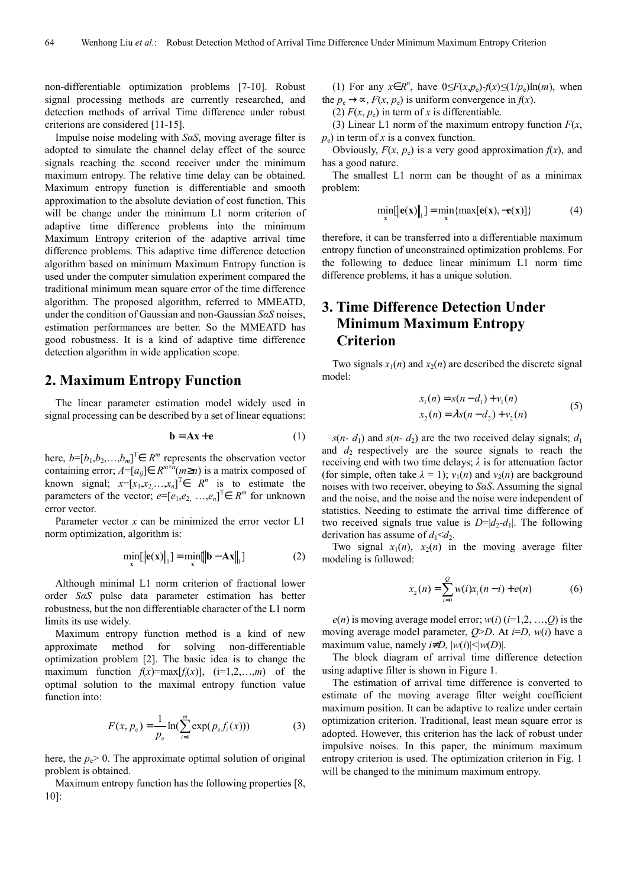non-differentiable optimization problems [7-10]. Robust signal processing methods are currently researched, and detection methods of arrival Time difference under robust criterions are considered [11-15].

Impulse noise modeling with *SαS*, moving average filter is adopted to simulate the channel delay effect of the source signals reaching the second receiver under the minimum maximum entropy. The relative time delay can be obtained. Maximum entropy function is differentiable and smooth approximation to the absolute deviation of cost function. This will be change under the minimum L1 norm criterion of adaptive time difference problems into the minimum Maximum Entropy criterion of the adaptive arrival time difference problems. This adaptive time difference detection algorithm based on minimum Maximum Entropy function is used under the computer simulation experiment compared the traditional minimum mean square error of the time difference algorithm. The proposed algorithm, referred to MMEATD, under the condition of Gaussian and non-Gaussian *SαS* noises, estimation performances are better. So the MMEATD has good robustness. It is a kind of adaptive time difference detection algorithm in wide application scope.

## 2. Maximum Entropy Function

The linear parameter estimation model widely used in signal processing can be described by a set of linear equations:

$$\mathbf{b} = \mathbf{A}\mathbf{x} + \mathbf{e} \tag{1}$$

here, $b=[b_1,b_2,\ldots,b_m]^T \in R^m$ represents the observation vector containing error; $A=[a_{ij}]\in R^{m\times n}(m\geq n)$ is a matrix composed of known signal; $x=[x_1,x_2,\ldots,x_n]^T \in R^n$ is to estimate the parameters of the vector; $e=[e_1,e_2,\ldots,e_n]^T \in R^m$ for unknown error vector.

Parameter vector $x$ can be minimized the error vector L1 norm optimization, algorithm is:

$$\min_{\mathbf{x}}[\|\mathbf{e}(\mathbf{x})\|_1] = \min_{\mathbf{x}}[\|\mathbf{b}-\mathbf{A}\mathbf{x}\|_1] \tag{2}$$

Although minimal L1 norm criterion of fractional lower order *SαS* pulse data parameter estimation has better robustness, but the non differentiable character of the L1 norm limits its use widely.

Maximum entropy function method is a kind of new approximate method for solving non-differentiable optimization problem [2]. The basic idea is to change the maximum function $f(x)=\max[f_i(x)]$, $(i=1,2,\ldots,m)$ of the optimal solution to the maximal entropy function value function into:

$$F(x,p_e) = \frac{1}{p_e}\ln\left(\sum_{i=1}^{m}\exp(p_e f_i(x))\right) \tag{3}$$

here, the $p_e > 0$. The approximate optimal solution of original problem is obtained.

Maximum entropy function has the following properties [8, 10]:

(1) For any $x\in R^n$, have $0\leq F(x,p_e)-f(x)\leq(1/p_e)\ln(m)$, when the $p_e\to\infty$, $F(x, p_e)$ is uniform convergence in $f(x)$.

(2) $F(x, p_e)$ in term of $x$ is differentiable.

(3) Linear L1 norm of the maximum entropy function $F(x, p_e)$ in term of $x$ is a convex function.

Obviously, $F(x, p_e)$ is a very good approximation $f(x)$, and has a good nature.

The smallest L1 norm can be thought of as a minimax problem:

$$\min_{\mathbf{x}}[\|\mathbf{e}(\mathbf{x})\|_1] = \min_{\mathbf{x}}\{\max[\mathbf{e}(\mathbf{x}), -\mathbf{e}(\mathbf{x})]\} \tag{4}$$

therefore, it can be transferred into a differentiable maximum entropy function of unconstrained optimization problems. For the following to deduce linear minimum L1 norm time difference problems, it has a unique solution.

## 3. Time Difference Detection Under Minimum Maximum Entropy Criterion

Two signals $x_1(n)$ and $x_2(n)$ are described the discrete signal model:

$$\begin{aligned} x_1(n) &= s(n-d_1) + v_1(n) \\ x_2(n) &= \lambda s(n-d_2) + v_2(n) \end{aligned} \tag{5}$$

$s(n- d_1)$ and $s(n- d_2)$ are the two received delay signals; $d_1$ and $d_2$ respectively are the source signals to reach the receiving end with two time delays; $\lambda$ is for attenuation factor (for simple, often take $\lambda = 1$); $v_1(n)$ and $v_2(n)$ are background noises with two receiver, obeying to *SαS*. Assuming the signal and the noise, and the noise and the noise were independent of statistics. Needing to estimate the arrival time difference of two received signals true value is $D=|d_2-d_1|$. The following derivation has assume of $d_1<d_2$.

Two signal $x_1(n)$, $x_2(n)$ in the moving average filter modeling is followed:

$$x_2(n) = \sum_{i=0}^{Q} w(i)x_1(n-i) + e(n) \tag{6}$$

$e(n)$ is moving average model error; $w(i)$ $(i=1,2,\ldots,Q)$ is the moving average model parameter, $Q>D$. At $i=D$, $w(i)$ have a maximum value, namely $i\neq D$, $|w(i)|<|w(D)|$.

The block diagram of arrival time difference detection using adaptive filter is shown in Figure 1.

The estimation of arrival time difference is converted to estimate of the moving average filter weight coefficient maximum position. It can be adaptive to realize under certain optimization criterion. Traditional, least mean square error is adopted. However, this criterion has the lack of robust under impulsive noises. In this paper, the minimum maximum entropy criterion is used. The optimization criterion in Fig. 1 will be changed to the minimum maximum entropy.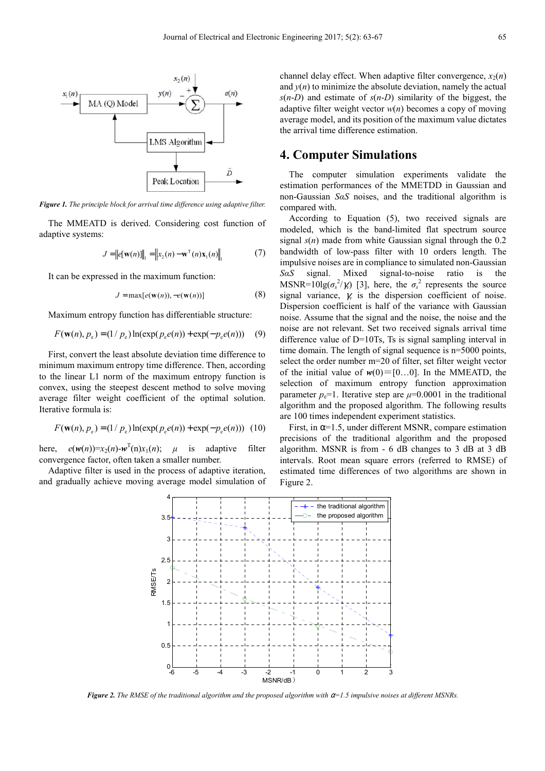Figure 1. The principle block for arrival time difference using adaptive filter.

The MMEATD is derived. Considering cost function of adaptive systems:

$$J = \|e[\mathbf{w}(n)]\|_1 = \|x_2(n) - \mathbf{w}^{\mathrm{T}}(n)\mathbf{x}_1(n)\|_1 \quad (7)$$

It can be expressed in the maximum function:

$$J = \max[e(\mathbf{w}(n)), -e(\mathbf{w}(n))] \quad (8)$$

Maximum entropy function has differentiable structure:

$$F(\mathbf{w}(n), p_e) = (1/p_e)\ln(\exp(p_e e(n)) + \exp(-p_e e(n))) \quad (9)$$

First, convert the least absolute deviation time difference to minimum maximum entropy time difference. Then, according to the linear L1 norm of the maximum entropy function is convex, using the steepest descent method to solve moving average filter weight coefficient of the optimal solution. Iterative formula is:

$$F(\mathbf{w}(n), p_e) = (1/p_e)\ln(\exp(p_e e(n)) + \exp(-p_e e(n))) \quad (10)$$

here, $e(\boldsymbol{w}(n))=x_2(n)-\boldsymbol{w}^{\mathrm{T}}(n)x_1(n)$; $\mu$ is adaptive filter convergence factor, often taken a smaller number.

Adaptive filter is used in the process of adaptive iteration, and gradually achieve moving average model simulation of channel delay effect. When adaptive filter convergence, $x_2(n)$ and $y(n)$ to minimize the absolute deviation, namely the actual $s(n-D)$ and estimate of $s(n-D)$ similarity of the biggest, the adaptive filter weight vector $w(n)$ becomes a copy of moving average model, and its position of the maximum value dictates the arrival time difference estimation.

# 4. Computer Simulations

The computer simulation experiments validate the estimation performances of the MMETDD in Gaussian and non-Gaussian *SαS* noises, and the traditional algorithm is compared with.

According to Equation (5), two received signals are modeled, which is the band-limited flat spectrum source signal $s(n)$ made from white Gaussian signal through the 0.2 bandwidth of low-pass filter with 10 orders length. The impulsive noises are in compliance to simulated non-Gaussian *SαS* signal. Mixed signal-to-noise ratio is the MSNR=$10\lg(\sigma_s^2/\gamma_v)$ [3], here, the $\sigma_s^2$ represents the source signal variance, $\gamma_v$ is the dispersion coefficient of noise. Dispersion coefficient is half of the variance with Gaussian noise. Assume that the signal and the noise, the noise and the noise are not relevant. Set two received signals arrival time difference value of D=10Ts, Ts is signal sampling interval in time domain. The length of signal sequence is n=5000 points, select the order number m=20 of filter, set filter weight vector of the initial value of $\boldsymbol{w}(0)=[0\ldots0]$. In the MMEATD, the selection of maximum entropy function approximation parameter $p_e=1$. Iterative step are $\mu=0.0001$ in the traditional algorithm and the proposed algorithm. The following results are 100 times independent experiment statistics.

First, in $\alpha=1.5$, under different MSNR, compare estimation precisions of the traditional algorithm and the proposed algorithm. MSNR is from - 6 dB changes to 3 dB at 3 dB intervals. Root mean square errors (referred to RMSE) of estimated time differences of two algorithms are shown in Figure 2.

Figure 2. The RMSE of the traditional algorithm and the proposed algorithm with $\alpha=1.5$ impulsive noises at different MSNRs.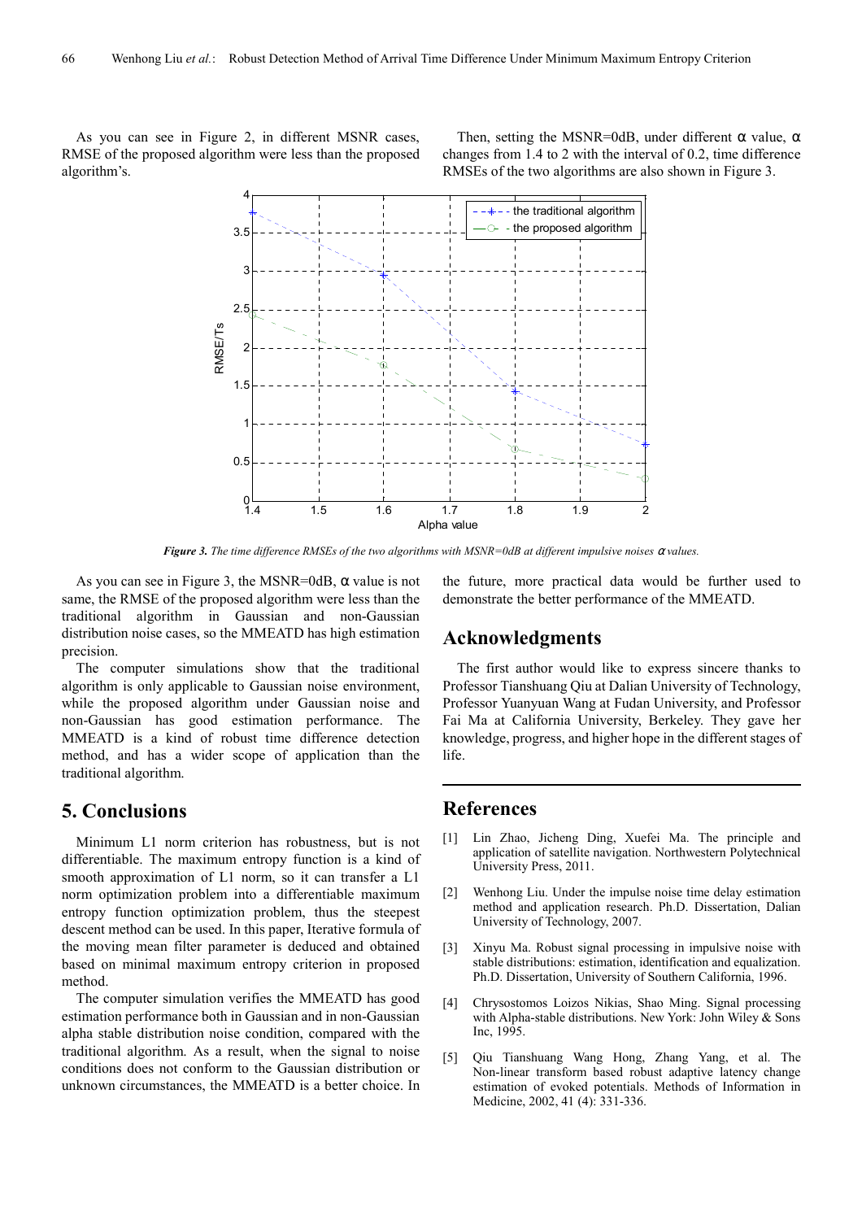As you can see in Figure 2, in different MSNR cases, RMSE of the proposed algorithm were less than the proposed algorithm's.

Then, setting the MSNR=0dB, under different α value, α changes from 1.4 to 2 with the interval of 0.2, time difference RMSEs of the two algorithms are also shown in Figure 3.

***Figure 3.*** *The time difference RMSEs of the two algorithms with MSNR=0dB at different impulsive noises α values.*

As you can see in Figure 3, the MSNR=0dB, α value is not same, the RMSE of the proposed algorithm were less than the traditional algorithm in Gaussian and non-Gaussian distribution noise cases, so the MMEATD has high estimation precision.

The computer simulations show that the traditional algorithm is only applicable to Gaussian noise environment, while the proposed algorithm under Gaussian noise and non-Gaussian has good estimation performance. The MMEATD is a kind of robust time difference detection method, and has a wider scope of application than the traditional algorithm.

## 5. Conclusions

Minimum L1 norm criterion has robustness, but is not differentiable. The maximum entropy function is a kind of smooth approximation of L1 norm, so it can transfer a L1 norm optimization problem into a differentiable maximum entropy function optimization problem, thus the steepest descent method can be used. In this paper, Iterative formula of the moving mean filter parameter is deduced and obtained based on minimal maximum entropy criterion in proposed method.

The computer simulation verifies the MMEATD has good estimation performance both in Gaussian and in non-Gaussian alpha stable distribution noise condition, compared with the traditional algorithm. As a result, when the signal to noise conditions does not conform to the Gaussian distribution or unknown circumstances, the MMEATD is a better choice. In the future, more practical data would be further used to demonstrate the better performance of the MMEATD.

## Acknowledgments

The first author would like to express sincere thanks to Professor Tianshuang Qiu at Dalian University of Technology, Professor Yuanyuan Wang at Fudan University, and Professor Fai Ma at California University, Berkeley. They gave her knowledge, progress, and higher hope in the different stages of life.

## References

[1] Lin Zhao, Jicheng Ding, Xuefei Ma. The principle and application of satellite navigation. Northwestern Polytechnical University Press, 2011.

[2] Wenhong Liu. Under the impulse noise time delay estimation method and application research. Ph.D. Dissertation, Dalian University of Technology, 2007.

[3] Xinyu Ma. Robust signal processing in impulsive noise with stable distributions: estimation, identification and equalization. Ph.D. Dissertation, University of Southern California, 1996.

[4] Chrysostomos Loizos Nikias, Shao Ming. Signal processing with Alpha-stable distributions. New York: John Wiley & Sons Inc, 1995.

[5] Qiu Tianshuang Wang Hong, Zhang Yang, et al. The Non-linear transform based robust adaptive latency change estimation of evoked potentials. Methods of Information in Medicine, 2002, 41 (4): 331-336.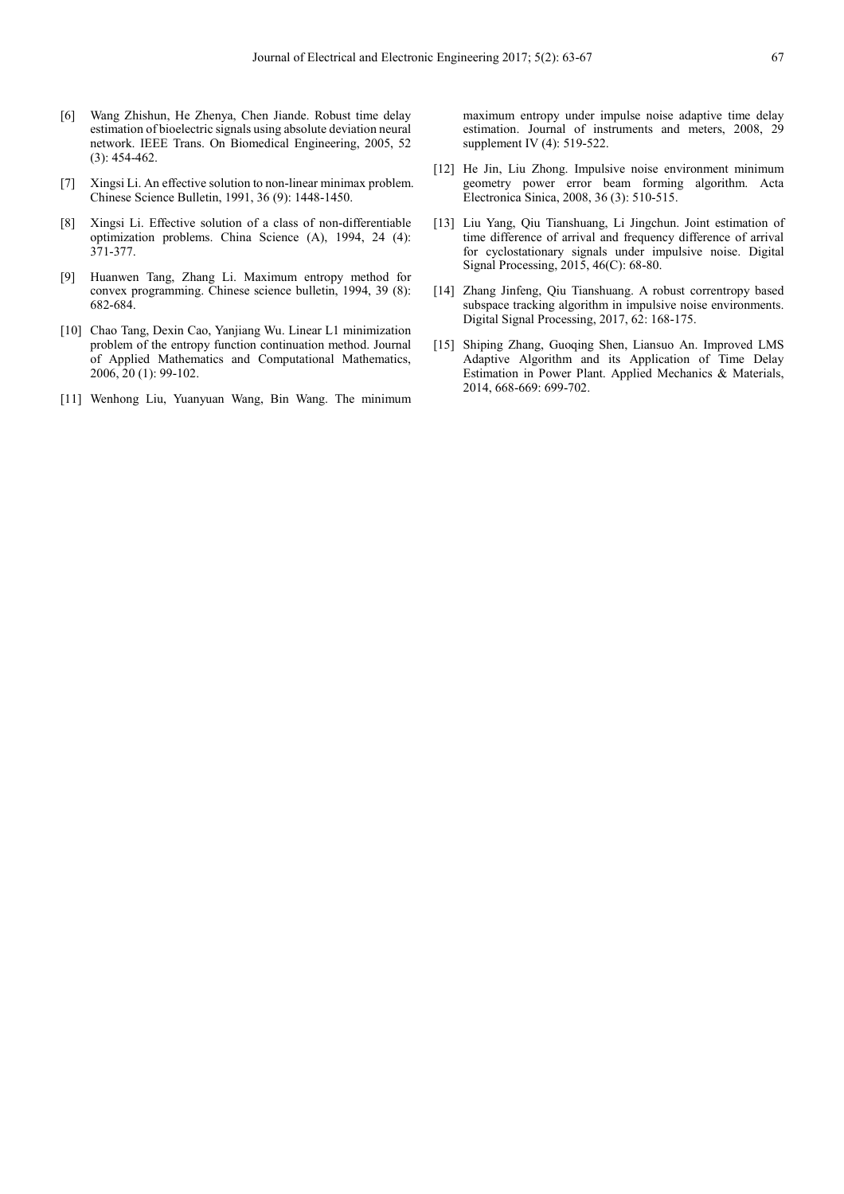[6] Wang Zhishun, He Zhenya, Chen Jiande. Robust time delay estimation of bioelectric signals using absolute deviation neural network. IEEE Trans. On Biomedical Engineering, 2005, 52 (3): 454-462.

[7] Xingsi Li. An effective solution to non-linear minimax problem. Chinese Science Bulletin, 1991, 36 (9): 1448-1450.

[8] Xingsi Li. Effective solution of a class of non-differentiable optimization problems. China Science (A), 1994, 24 (4): 371-377.

[9] Huanwen Tang, Zhang Li. Maximum entropy method for convex programming. Chinese science bulletin, 1994, 39 (8): 682-684.

[10] Chao Tang, Dexin Cao, Yanjiang Wu. Linear L1 minimization problem of the entropy function continuation method. Journal of Applied Mathematics and Computational Mathematics, 2006, 20 (1): 99-102.

[11] Wenhong Liu, Yuanyuan Wang, Bin Wang. The minimum maximum entropy under impulse noise adaptive time delay estimation. Journal of instruments and meters, 2008, 29 supplement IV (4): 519-522.

[12] He Jin, Liu Zhong. Impulsive noise environment minimum geometry power error beam forming algorithm. Acta Electronica Sinica, 2008, 36 (3): 510-515.

[13] Liu Yang, Qiu Tianshuang, Li Jingchun. Joint estimation of time difference of arrival and frequency difference of arrival for cyclostationary signals under impulsive noise. Digital Signal Processing, 2015, 46(C): 68-80.

[14] Zhang Jinfeng, Qiu Tianshuang. A robust correntropy based subspace tracking algorithm in impulsive noise environments. Digital Signal Processing, 2017, 62: 168-175.

[15] Shiping Zhang, Guoqing Shen, Liansuo An. Improved LMS Adaptive Algorithm and its Application of Time Delay Estimation in Power Plant. Applied Mechanics & Materials, 2014, 668-669: 699-702.